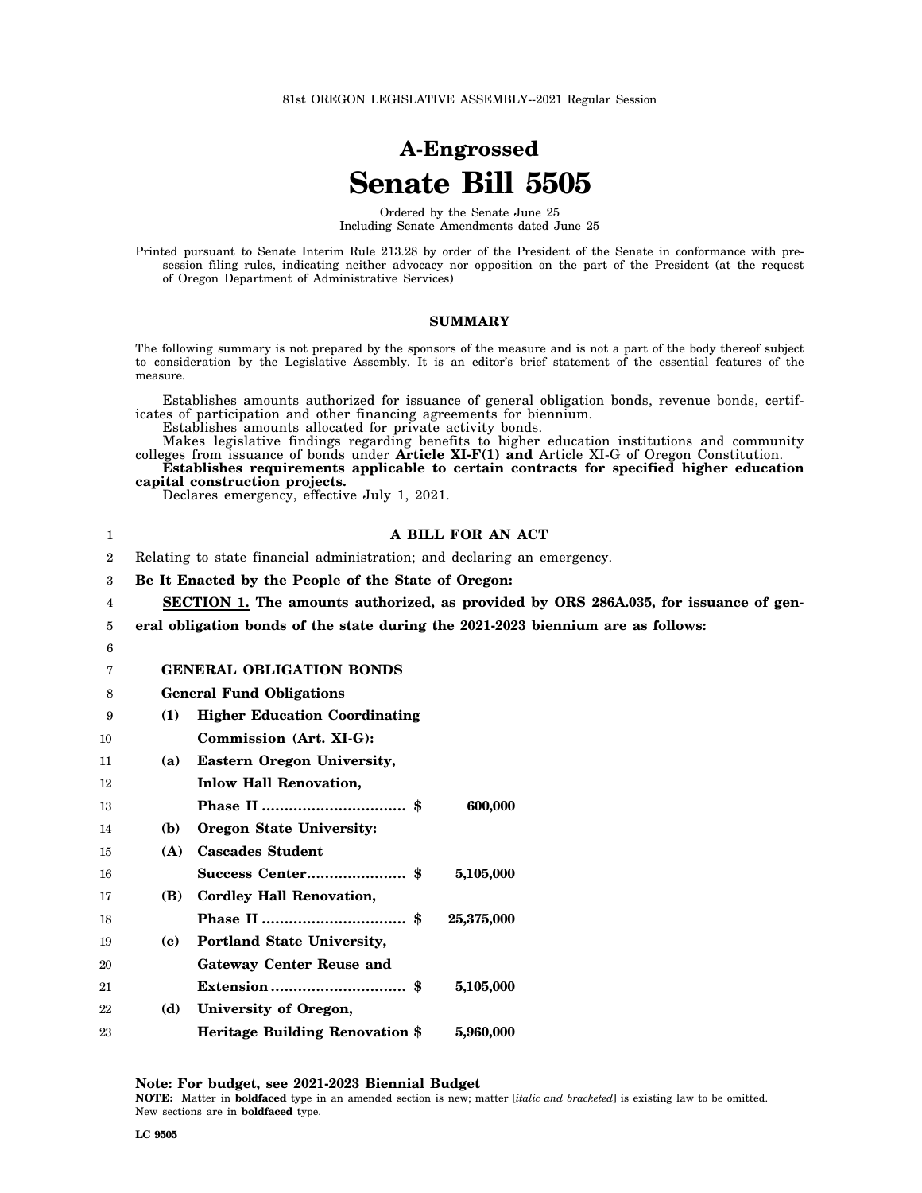81st OREGON LEGISLATIVE ASSEMBLY--2021 Regular Session

# A-Engrossed
# Senate Bill 5505

Ordered by the Senate June 25
Including Senate Amendments dated June 25

Printed pursuant to Senate Interim Rule 213.28 by order of the President of the Senate in conformance with presession filing rules, indicating neither advocacy nor opposition on the part of the President (at the request of Oregon Department of Administrative Services)

## SUMMARY

The following summary is not prepared by the sponsors of the measure and is not a part of the body thereof subject to consideration by the Legislative Assembly. It is an editor's brief statement of the essential features of the measure.

Establishes amounts authorized for issuance of general obligation bonds, revenue bonds, certificates of participation and other financing agreements for biennium.

Establishes amounts allocated for private activity bonds.

Makes legislative findings regarding benefits to higher education institutions and community colleges from issuance of bonds under **Article XI-F(1) and** Article XI-G of Oregon Constitution.

**Establishes requirements applicable to certain contracts for specified higher education capital construction projects.**

Declares emergency, effective July 1, 2021.

**A BILL FOR AN ACT**

Relating to state financial administration; and declaring an emergency.

**Be It Enacted by the People of the State of Oregon:**

**SECTION 1. The amounts authorized, as provided by ORS 286A.035, for issuance of general obligation bonds of the state during the 2021-2023 biennium are as follows:**

**GENERAL OBLIGATION BONDS**

**General Fund Obligations**

**(1) Higher Education Coordinating Commission (Art. XI-G):**

**(a) Eastern Oregon University, Inlow Hall Renovation, Phase II ................................ $ 600,000**

**(b) Oregon State University:**

**(A) Cascades Student Success Center...................... $ 5,105,000**

**(B) Cordley Hall Renovation, Phase II ................................ $ 25,375,000**

**(c) Portland State University, Gateway Center Reuse and Extension .............................. $ 5,105,000**

**(d) University of Oregon, Heritage Building Renovation $ 5,960,000**

**Note: For budget, see 2021-2023 Biennial Budget**

**NOTE:** Matter in **boldfaced** type in an amended section is new; matter [*italic and bracketed*] is existing law to be omitted. New sections are in **boldfaced** type.

**LC 9505**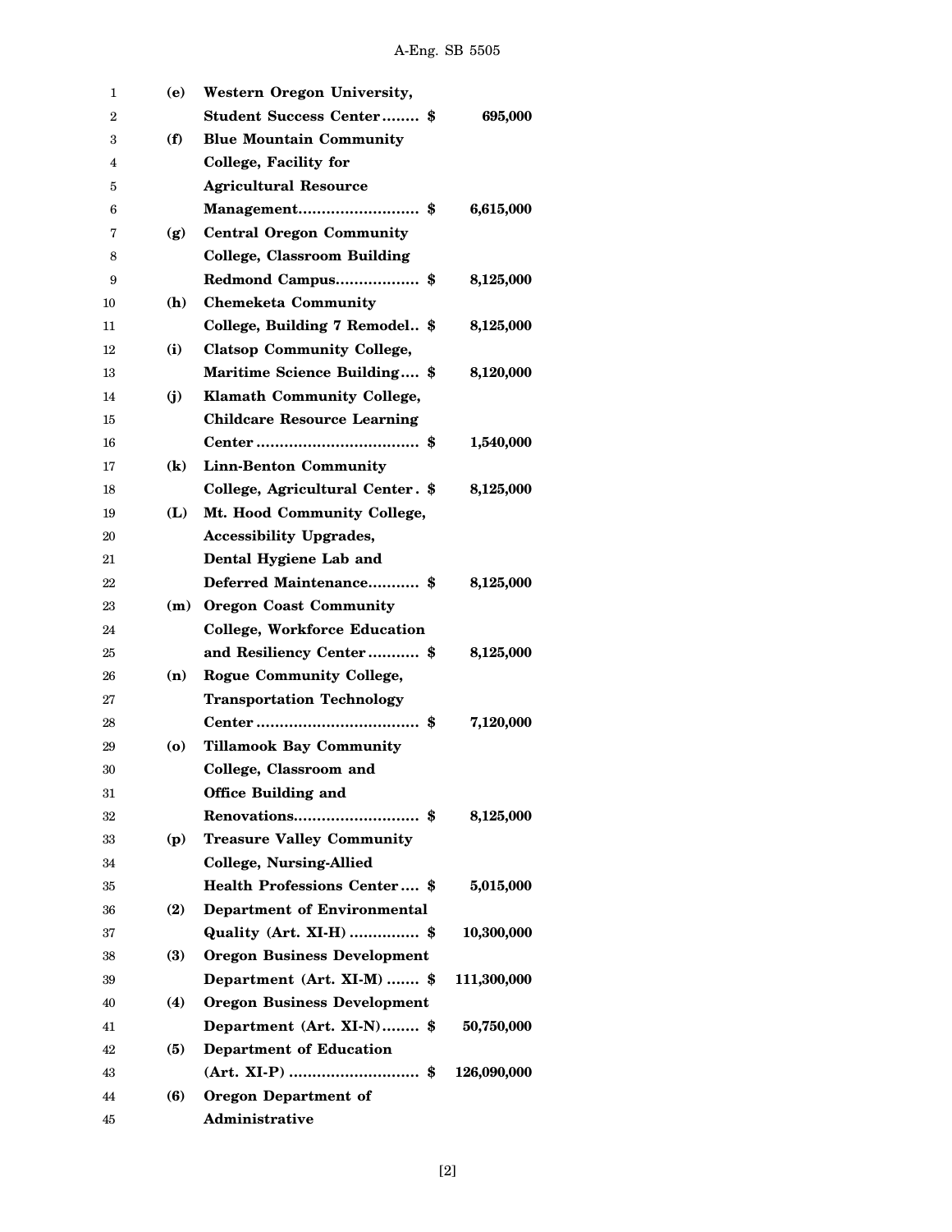**(e)** **Western Oregon University, Student Success Center........ $ 695,000**

**(f)** **Blue Mountain Community College, Facility for Agricultural Resource Management.......................... $ 6,615,000**

**(g)** **Central Oregon Community College, Classroom Building Redmond Campus.................. $ 8,125,000**

**(h)** **Chemeketa Community College, Building 7 Remodel.. $ 8,125,000**

**(i)** **Clatsop Community College, Maritime Science Building.... $ 8,120,000**

**(j)** **Klamath Community College, Childcare Resource Learning Center.................................. $ 1,540,000**

**(k)** **Linn-Benton Community College, Agricultural Center. $ 8,125,000**

**(L)** **Mt. Hood Community College, Accessibility Upgrades, Dental Hygiene Lab and Deferred Maintenance........... $ 8,125,000**

**(m)** **Oregon Coast Community College, Workforce Education and Resiliency Center........... $ 8,125,000**

**(n)** **Rogue Community College, Transportation Technology Center.................................. $ 7,120,000**

**(o)** **Tillamook Bay Community College, Classroom and Office Building and Renovations.......................... $ 8,125,000**

**(p)** **Treasure Valley Community College, Nursing-Allied Health Professions Center.... $ 5,015,000**

**(2)** **Department of Environmental Quality (Art. XI-H)............... $ 10,300,000**

**(3)** **Oregon Business Development Department (Art. XI-M)....... $ 111,300,000**

**(4)** **Oregon Business Development Department (Art. XI-N)........ $ 50,750,000**

**(5)** **Department of Education (Art. XI-P)........................... $ 126,090,000**

**(6)** **Oregon Department of Administrative**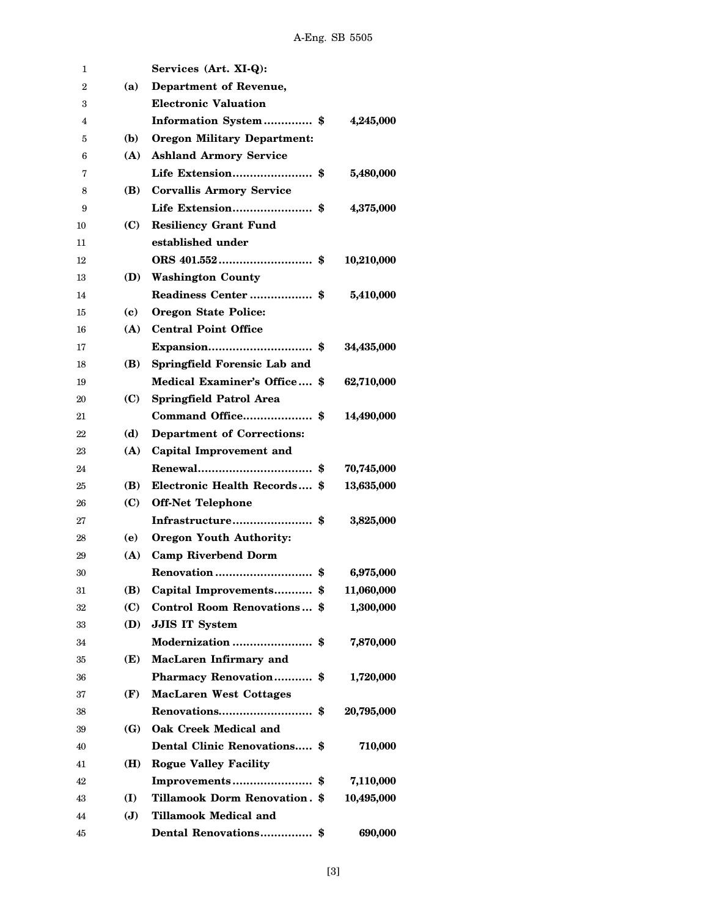**Services (Art. XI-Q):**

**(a) Department of Revenue, Electronic Valuation Information System .............. $ 4,245,000**

**(b) Oregon Military Department:**

**(A) Ashland Armory Service Life Extension....................... $ 5,480,000**

**(B) Corvallis Armory Service Life Extension....................... $ 4,375,000**

**(C) Resiliency Grant Fund established under ORS 401.552........................... $ 10,210,000**

**(D) Washington County Readiness Center .................. $ 5,410,000**

**(c) Oregon State Police:**

**(A) Central Point Office Expansion.............................. $ 34,435,000**

**(B) Springfield Forensic Lab and Medical Examiner's Office.... $ 62,710,000**

**(C) Springfield Patrol Area Command Office.................... $ 14,490,000**

**(d) Department of Corrections:**

**(A) Capital Improvement and Renewal................................. $ 70,745,000**

**(B) Electronic Health Records.... $ 13,635,000**

**(C) Off-Net Telephone Infrastructure....................... $ 3,825,000**

**(e) Oregon Youth Authority:**

**(A) Camp Riverbend Dorm Renovation ............................ $ 6,975,000**

**(B) Capital Improvements........... $ 11,060,000**

**(C) Control Room Renovations... $ 1,300,000**

**(D) JJIS IT System Modernization ....................... $ 7,870,000**

**(E) MacLaren Infirmary and Pharmacy Renovation........... $ 1,720,000**

**(F) MacLaren West Cottages Renovations........................... $ 20,795,000**

**(G) Oak Creek Medical and Dental Clinic Renovations..... $ 710,000**

**(H) Rogue Valley Facility Improvements....................... $ 7,110,000**

**(I) Tillamook Dorm Renovation. $ 10,495,000**

**(J) Tillamook Medical and Dental Renovations............... $ 690,000**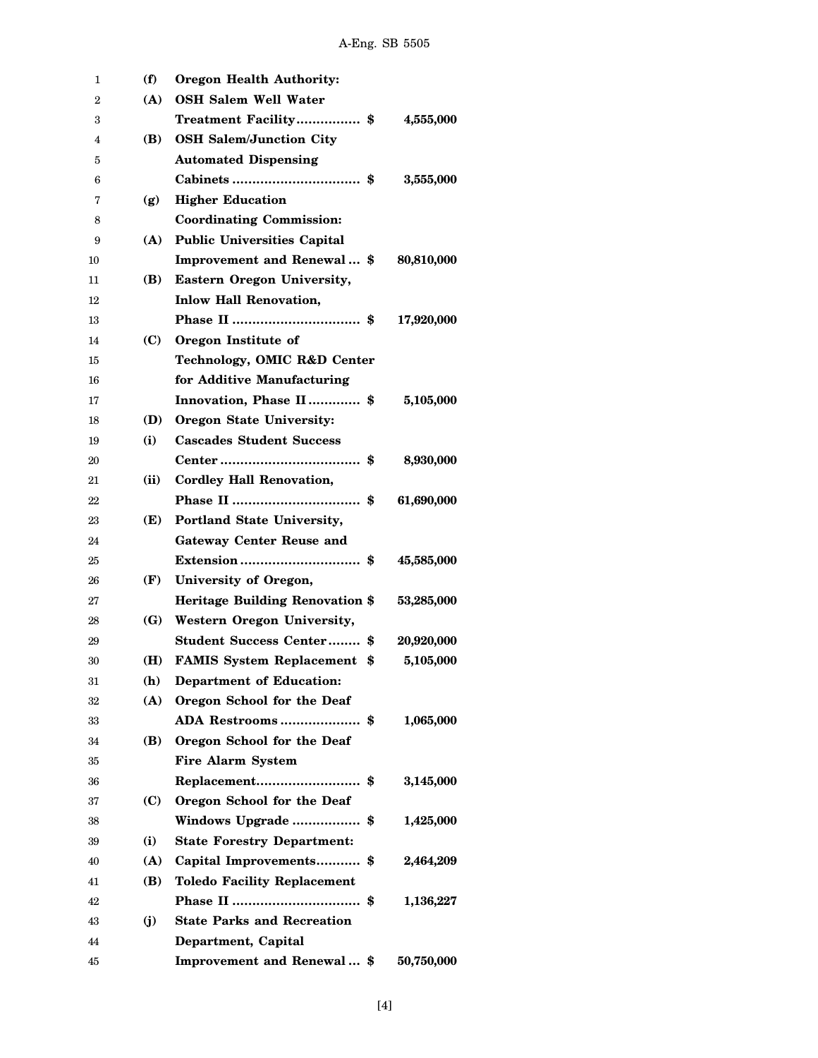**(f) Oregon Health Authority:**

**(A) OSH Salem Well Water Treatment Facility................ $ 4,555,000**

**(B) OSH Salem/Junction City Automated Dispensing Cabinets ................................ $ 3,555,000**

**(g) Higher Education Coordinating Commission:**

**(A) Public Universities Capital Improvement and Renewal ... $ 80,810,000**

**(B) Eastern Oregon University, Inlow Hall Renovation, Phase II ................................ $ 17,920,000**

**(C) Oregon Institute of Technology, OMIC R&D Center for Additive Manufacturing Innovation, Phase II ............. $ 5,105,000**

**(D) Oregon State University:**

**(i) Cascades Student Success Center .................................. $ 8,930,000**

**(ii) Cordley Hall Renovation, Phase II ................................ $ 61,690,000**

**(E) Portland State University, Gateway Center Reuse and Extension .............................. $ 45,585,000**

**(F) University of Oregon, Heritage Building Renovation $ 53,285,000**

**(G) Western Oregon University, Student Success Center........ $ 20,920,000**

**(H) FAMIS System Replacement $ 5,105,000**

**(h) Department of Education:**

**(A) Oregon School for the Deaf ADA Restrooms .................... $ 1,065,000**

**(B) Oregon School for the Deaf Fire Alarm System Replacement.......................... $ 3,145,000**

**(C) Oregon School for the Deaf Windows Upgrade ................. $ 1,425,000**

**(i) State Forestry Department:**

**(A) Capital Improvements........... $ 2,464,209**

**(B) Toledo Facility Replacement Phase II ................................ $ 1,136,227**

**(j) State Parks and Recreation Department, Capital Improvement and Renewal ... $ 50,750,000**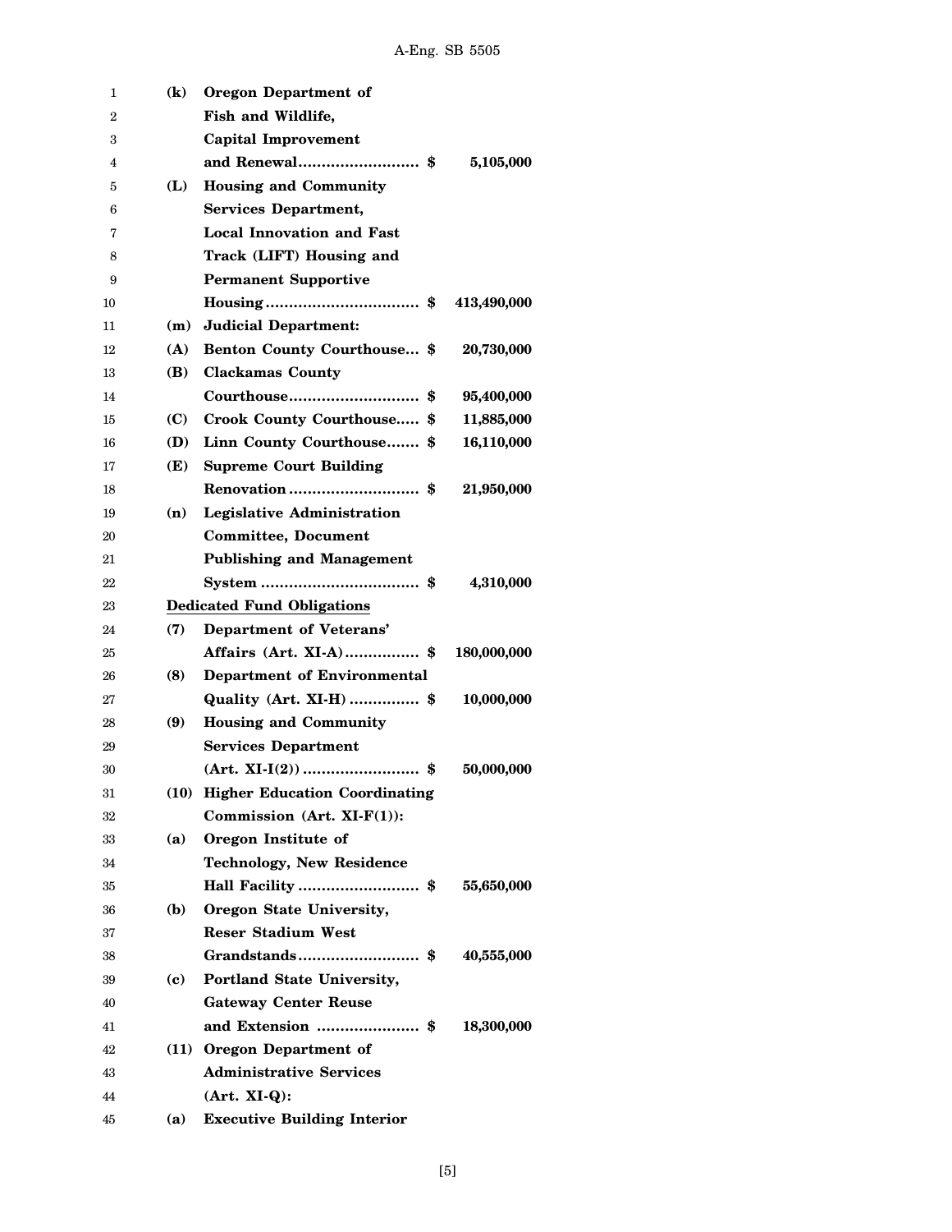**(k) Oregon Department of Fish and Wildlife, Capital Improvement and Renewal.......................... $ 5,105,000**

**(L) Housing and Community Services Department, Local Innovation and Fast Track (LIFT) Housing and Permanent Supportive Housing................................. $ 413,490,000**

**(m) Judicial Department:**

**(A) Benton County Courthouse... $ 20,730,000**

**(B) Clackamas County Courthouse............................ $ 95,400,000**

**(C) Crook County Courthouse..... $ 11,885,000**

**(D) Linn County Courthouse....... $ 16,110,000**

**(E) Supreme Court Building Renovation ............................ $ 21,950,000**

**(n) Legislative Administration Committee, Document Publishing and Management System .................................. $ 4,310,000**

**<u>Dedicated Fund Obligations</u>**

**(7) Department of Veterans' Affairs (Art. XI-A)................ $ 180,000,000**

**(8) Department of Environmental Quality (Art. XI-H) ............... $ 10,000,000**

**(9) Housing and Community Services Department (Art. XI-I(2)) ......................... $ 50,000,000**

**(10) Higher Education Coordinating Commission (Art. XI-F(1)):**

**(a) Oregon Institute of Technology, New Residence Hall Facility .......................... $ 55,650,000**

**(b) Oregon State University, Reser Stadium West Grandstands.......................... $ 40,555,000**

**(c) Portland State University, Gateway Center Reuse and Extension ...................... $ 18,300,000**

**(11) Oregon Department of Administrative Services (Art. XI-Q):**

**(a) Executive Building Interior**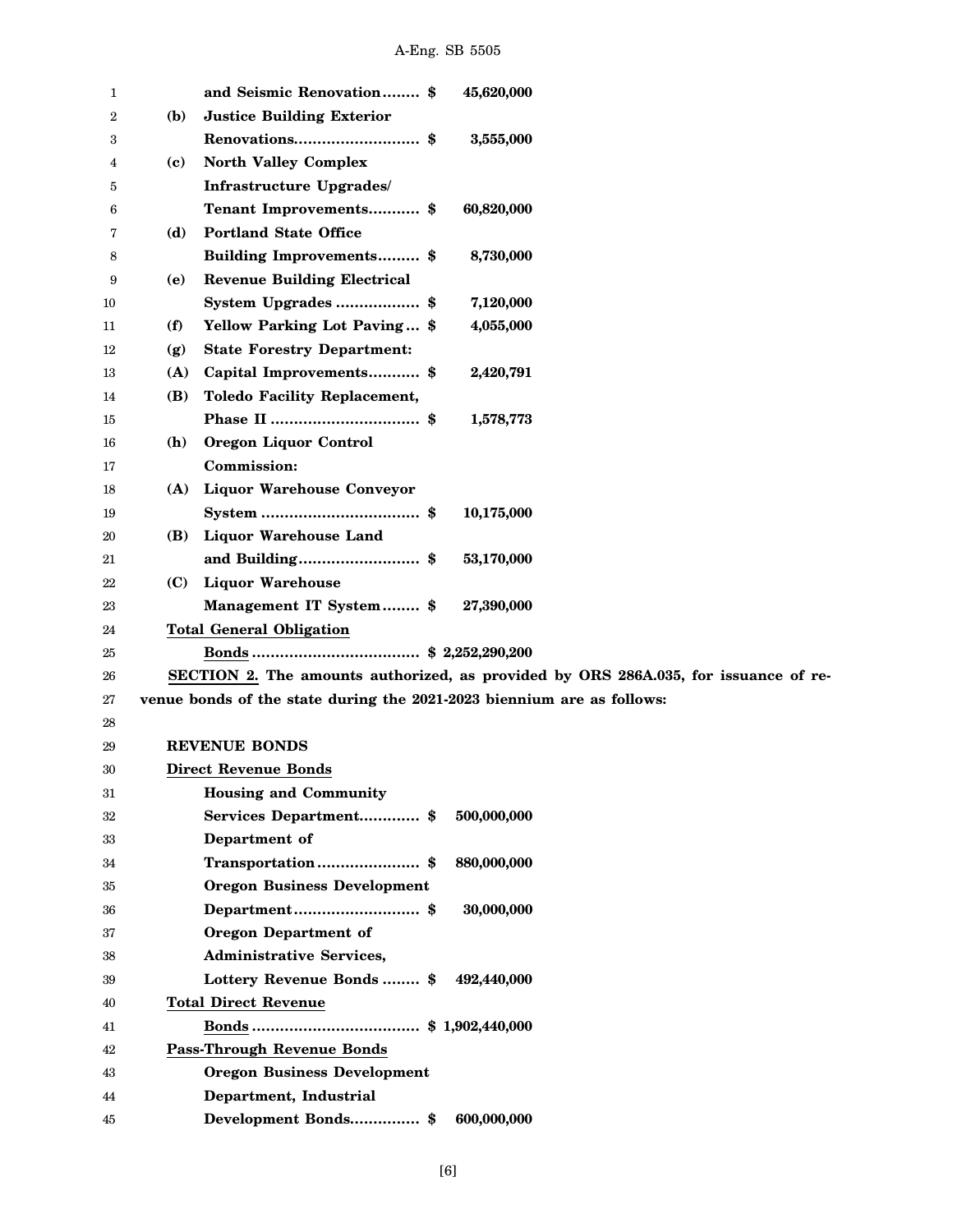**and Seismic Renovation........ $ 45,620,000**

**(b) Justice Building Exterior Renovations.......................... $ 3,555,000**

**(c) North Valley Complex Infrastructure Upgrades/ Tenant Improvements........... $ 60,820,000**

**(d) Portland State Office Building Improvements......... $ 8,730,000**

**(e) Revenue Building Electrical System Upgrades ................. $ 7,120,000**

**(f) Yellow Parking Lot Paving... $ 4,055,000**

**(g) State Forestry Department:**

**(A) Capital Improvements........... $ 2,420,791**

**(B) Toledo Facility Replacement, Phase II ................................ $ 1,578,773**

**(h) Oregon Liquor Control Commission:**

**(A) Liquor Warehouse Conveyor System .................................. $ 10,175,000**

**(B) Liquor Warehouse Land and Building.......................... $ 53,170,000**

**(C) Liquor Warehouse Management IT System........ $ 27,390,000**

**<u>Total General Obligation Bonds</u> .................................... $ 2,252,290,200**

**<u>SECTION 2.</u> The amounts authorized, as provided by ORS 286A.035, for issuance of revenue bonds of the state during the 2021-2023 biennium are as follows:**

**REVENUE BONDS**

**<u>Direct Revenue Bonds</u>**

**Housing and Community Services Department............. $ 500,000,000**

**Department of Transportation...................... $ 880,000,000**

**Oregon Business Development Department........................... $ 30,000,000**

**Oregon Department of Administrative Services, Lottery Revenue Bonds ........ $ 492,440,000**

**<u>Total Direct Revenue Bonds</u> .................................... $ 1,902,440,000**

**<u>Pass-Through Revenue Bonds</u>**

**Oregon Business Development Department, Industrial Development Bonds............... $ 600,000,000**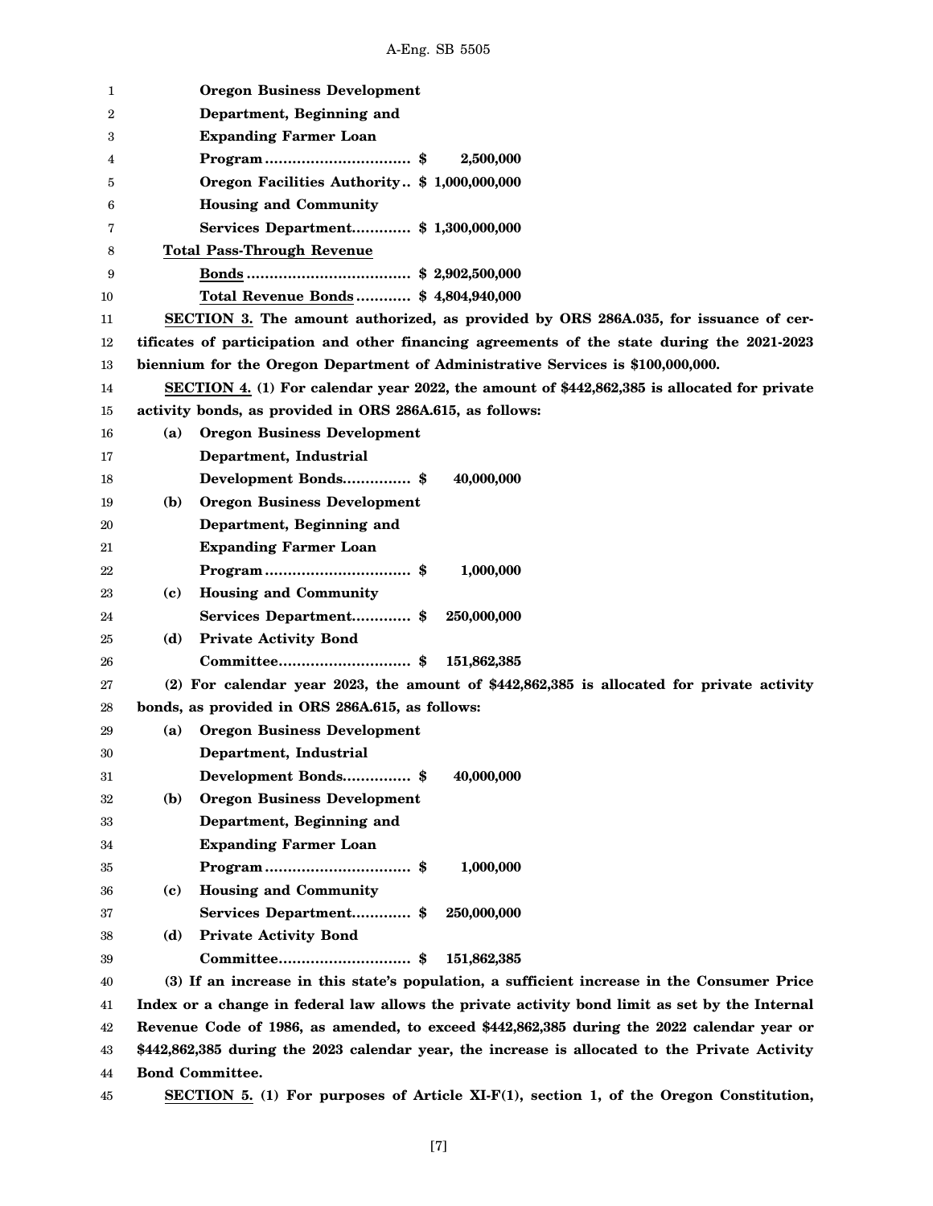**Oregon Business Development Department, Beginning and Expanding Farmer Loan Program ............................... $ 2,500,000**

**Oregon Facilities Authority.. $ 1,000,000,000**

**Housing and Community Services Department............ $ 1,300,000,000**

**<u>Total Pass-Through Revenue Bonds</u> ................................... $ 2,902,500,000**

**<u>Total Revenue Bonds</u> ........... $ 4,804,940,000**

**<u>SECTION 3.</u> The amount authorized, as provided by ORS 286A.035, for issuance of certificates of participation and other financing agreements of the state during the 2021-2023 biennium for the Oregon Department of Administrative Services is $100,000,000.**

**<u>SECTION 4.</u> (1) For calendar year 2022, the amount of $442,862,385 is allocated for private activity bonds, as provided in ORS 286A.615, as follows:**

**(a) Oregon Business Development Department, Industrial Development Bonds.............. $ 40,000,000**

**(b) Oregon Business Development Department, Beginning and Expanding Farmer Loan Program ............................... $ 1,000,000**

**(c) Housing and Community Services Department............ $ 250,000,000**

**(d) Private Activity Bond Committee............................ $ 151,862,385**

**(2) For calendar year 2023, the amount of $442,862,385 is allocated for private activity bonds, as provided in ORS 286A.615, as follows:**

**(a) Oregon Business Development Department, Industrial Development Bonds.............. $ 40,000,000**

**(b) Oregon Business Development Department, Beginning and Expanding Farmer Loan Program ............................... $ 1,000,000**

**(c) Housing and Community Services Department............ $ 250,000,000**

**(d) Private Activity Bond Committee............................ $ 151,862,385**

**(3) If an increase in this state's population, a sufficient increase in the Consumer Price Index or a change in federal law allows the private activity bond limit as set by the Internal Revenue Code of 1986, as amended, to exceed $442,862,385 during the 2022 calendar year or $442,862,385 during the 2023 calendar year, the increase is allocated to the Private Activity Bond Committee.**

**<u>SECTION 5.</u> (1) For purposes of Article XI-F(1), section 1, of the Oregon Constitution,**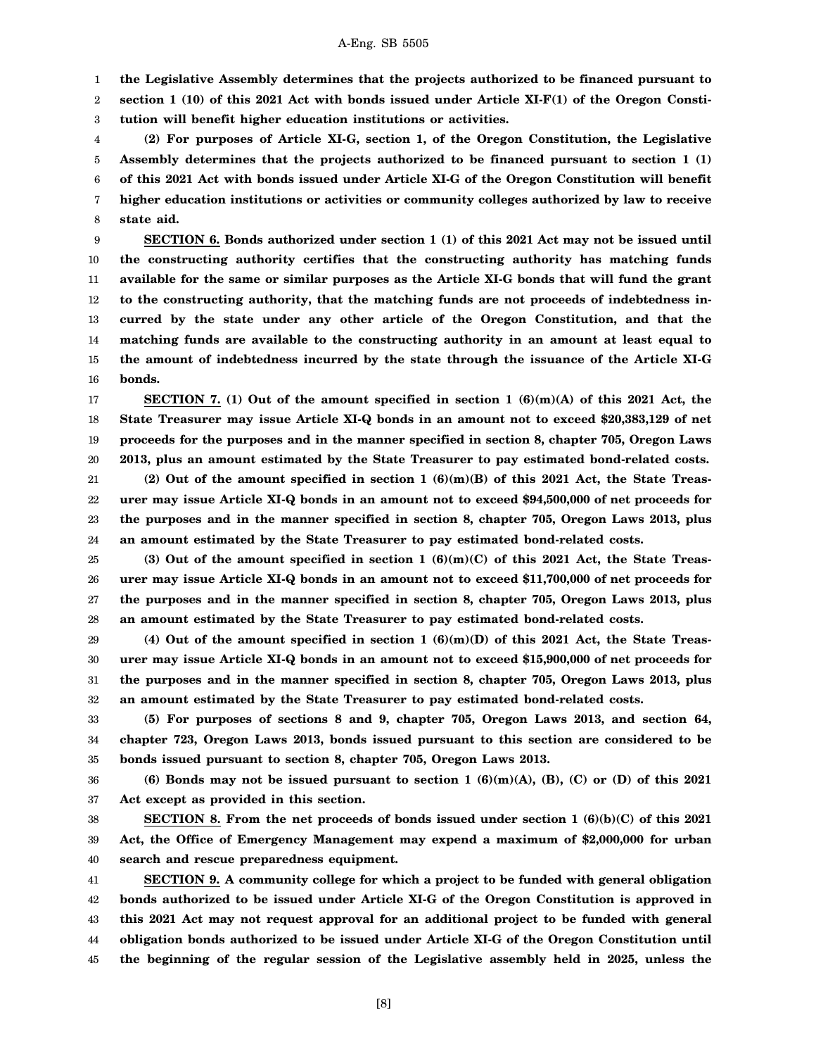**the Legislative Assembly determines that the projects authorized to be financed pursuant to section 1 (10) of this 2021 Act with bonds issued under Article XI-F(1) of the Oregon Constitution will benefit higher education institutions or activities.**

**(2) For purposes of Article XI-G, section 1, of the Oregon Constitution, the Legislative Assembly determines that the projects authorized to be financed pursuant to section 1 (1) of this 2021 Act with bonds issued under Article XI-G of the Oregon Constitution will benefit higher education institutions or activities or community colleges authorized by law to receive state aid.**

**SECTION 6. Bonds authorized under section 1 (1) of this 2021 Act may not be issued until the constructing authority certifies that the constructing authority has matching funds available for the same or similar purposes as the Article XI-G bonds that will fund the grant to the constructing authority, that the matching funds are not proceeds of indebtedness incurred by the state under any other article of the Oregon Constitution, and that the matching funds are available to the constructing authority in an amount at least equal to the amount of indebtedness incurred by the state through the issuance of the Article XI-G bonds.**

**SECTION 7. (1) Out of the amount specified in section 1 (6)(m)(A) of this 2021 Act, the State Treasurer may issue Article XI-Q bonds in an amount not to exceed $20,383,129 of net proceeds for the purposes and in the manner specified in section 8, chapter 705, Oregon Laws 2013, plus an amount estimated by the State Treasurer to pay estimated bond-related costs.**

**(2) Out of the amount specified in section 1 (6)(m)(B) of this 2021 Act, the State Treasurer may issue Article XI-Q bonds in an amount not to exceed $94,500,000 of net proceeds for the purposes and in the manner specified in section 8, chapter 705, Oregon Laws 2013, plus an amount estimated by the State Treasurer to pay estimated bond-related costs.**

**(3) Out of the amount specified in section 1 (6)(m)(C) of this 2021 Act, the State Treasurer may issue Article XI-Q bonds in an amount not to exceed $11,700,000 of net proceeds for the purposes and in the manner specified in section 8, chapter 705, Oregon Laws 2013, plus an amount estimated by the State Treasurer to pay estimated bond-related costs.**

**(4) Out of the amount specified in section 1 (6)(m)(D) of this 2021 Act, the State Treasurer may issue Article XI-Q bonds in an amount not to exceed $15,900,000 of net proceeds for the purposes and in the manner specified in section 8, chapter 705, Oregon Laws 2013, plus an amount estimated by the State Treasurer to pay estimated bond-related costs.**

**(5) For purposes of sections 8 and 9, chapter 705, Oregon Laws 2013, and section 64, chapter 723, Oregon Laws 2013, bonds issued pursuant to this section are considered to be bonds issued pursuant to section 8, chapter 705, Oregon Laws 2013.**

**(6) Bonds may not be issued pursuant to section 1 (6)(m)(A), (B), (C) or (D) of this 2021 Act except as provided in this section.**

**SECTION 8. From the net proceeds of bonds issued under section 1 (6)(b)(C) of this 2021 Act, the Office of Emergency Management may expend a maximum of $2,000,000 for urban search and rescue preparedness equipment.**

**SECTION 9. A community college for which a project to be funded with general obligation bonds authorized to be issued under Article XI-G of the Oregon Constitution is approved in this 2021 Act may not request approval for an additional project to be funded with general obligation bonds authorized to be issued under Article XI-G of the Oregon Constitution until the beginning of the regular session of the Legislative assembly held in 2025, unless the**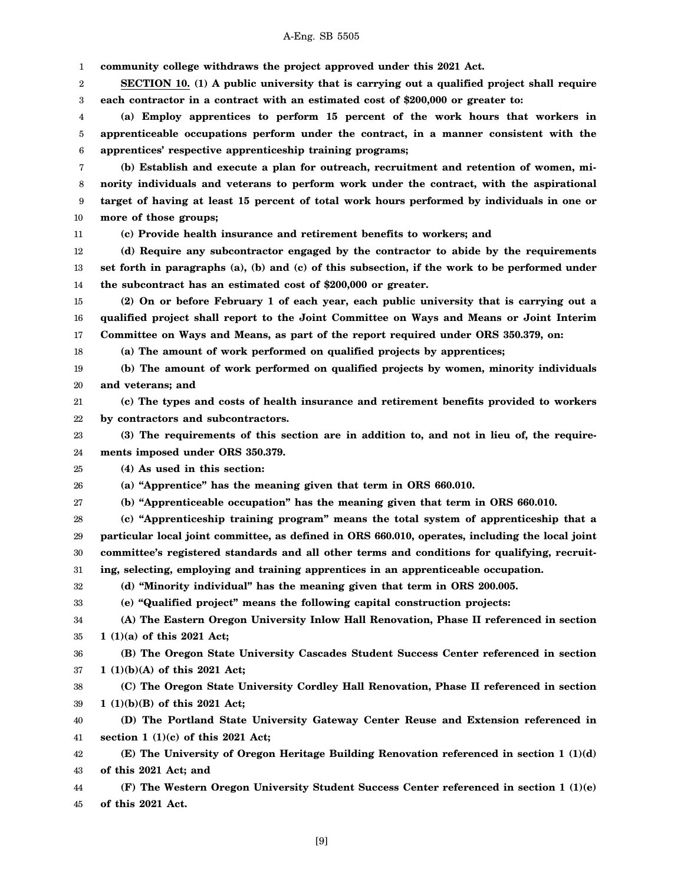**community college withdraws the project approved under this 2021 Act.**

**SECTION 10. (1) A public university that is carrying out a qualified project shall require each contractor in a contract with an estimated cost of $200,000 or greater to:**

**(a) Employ apprentices to perform 15 percent of the work hours that workers in apprenticeable occupations perform under the contract, in a manner consistent with the apprentices' respective apprenticeship training programs;**

**(b) Establish and execute a plan for outreach, recruitment and retention of women, minority individuals and veterans to perform work under the contract, with the aspirational target of having at least 15 percent of total work hours performed by individuals in one or more of those groups;**

**(c) Provide health insurance and retirement benefits to workers; and**

**(d) Require any subcontractor engaged by the contractor to abide by the requirements set forth in paragraphs (a), (b) and (c) of this subsection, if the work to be performed under the subcontract has an estimated cost of $200,000 or greater.**

**(2) On or before February 1 of each year, each public university that is carrying out a qualified project shall report to the Joint Committee on Ways and Means or Joint Interim Committee on Ways and Means, as part of the report required under ORS 350.379, on:**

**(a) The amount of work performed on qualified projects by apprentices;**

**(b) The amount of work performed on qualified projects by women, minority individuals and veterans; and**

**(c) The types and costs of health insurance and retirement benefits provided to workers by contractors and subcontractors.**

**(3) The requirements of this section are in addition to, and not in lieu of, the requirements imposed under ORS 350.379.**

**(4) As used in this section:**

**(a) "Apprentice" has the meaning given that term in ORS 660.010.**

**(b) "Apprenticeable occupation" has the meaning given that term in ORS 660.010.**

**(c) "Apprenticeship training program" means the total system of apprenticeship that a particular local joint committee, as defined in ORS 660.010, operates, including the local joint committee's registered standards and all other terms and conditions for qualifying, recruiting, selecting, employing and training apprentices in an apprenticeable occupation.**

**(d) "Minority individual" has the meaning given that term in ORS 200.005.**

**(e) "Qualified project" means the following capital construction projects:**

**(A) The Eastern Oregon University Inlow Hall Renovation, Phase II referenced in section 1 (1)(a) of this 2021 Act;**

**(B) The Oregon State University Cascades Student Success Center referenced in section 1 (1)(b)(A) of this 2021 Act;**

**(C) The Oregon State University Cordley Hall Renovation, Phase II referenced in section 1 (1)(b)(B) of this 2021 Act;**

**(D) The Portland State University Gateway Center Reuse and Extension referenced in section 1 (1)(c) of this 2021 Act;**

**(E) The University of Oregon Heritage Building Renovation referenced in section 1 (1)(d) of this 2021 Act; and**

**(F) The Western Oregon University Student Success Center referenced in section 1 (1)(e) of this 2021 Act.**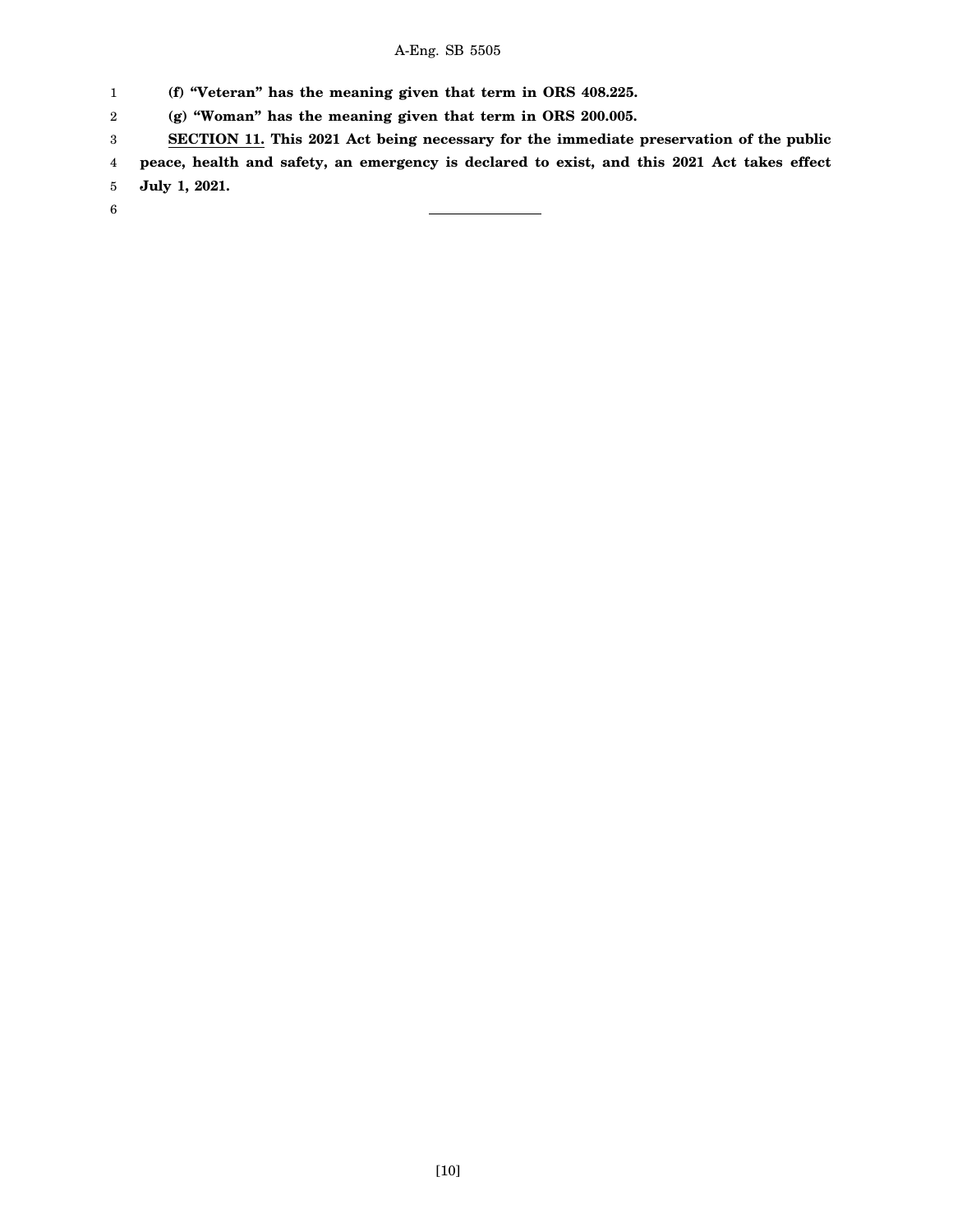**(f) "Veteran" has the meaning given that term in ORS 408.225.**

**(g) "Woman" has the meaning given that term in ORS 200.005.**

**SECTION 11. This 2021 Act being necessary for the immediate preservation of the public peace, health and safety, an emergency is declared to exist, and this 2021 Act takes effect July 1, 2021.**